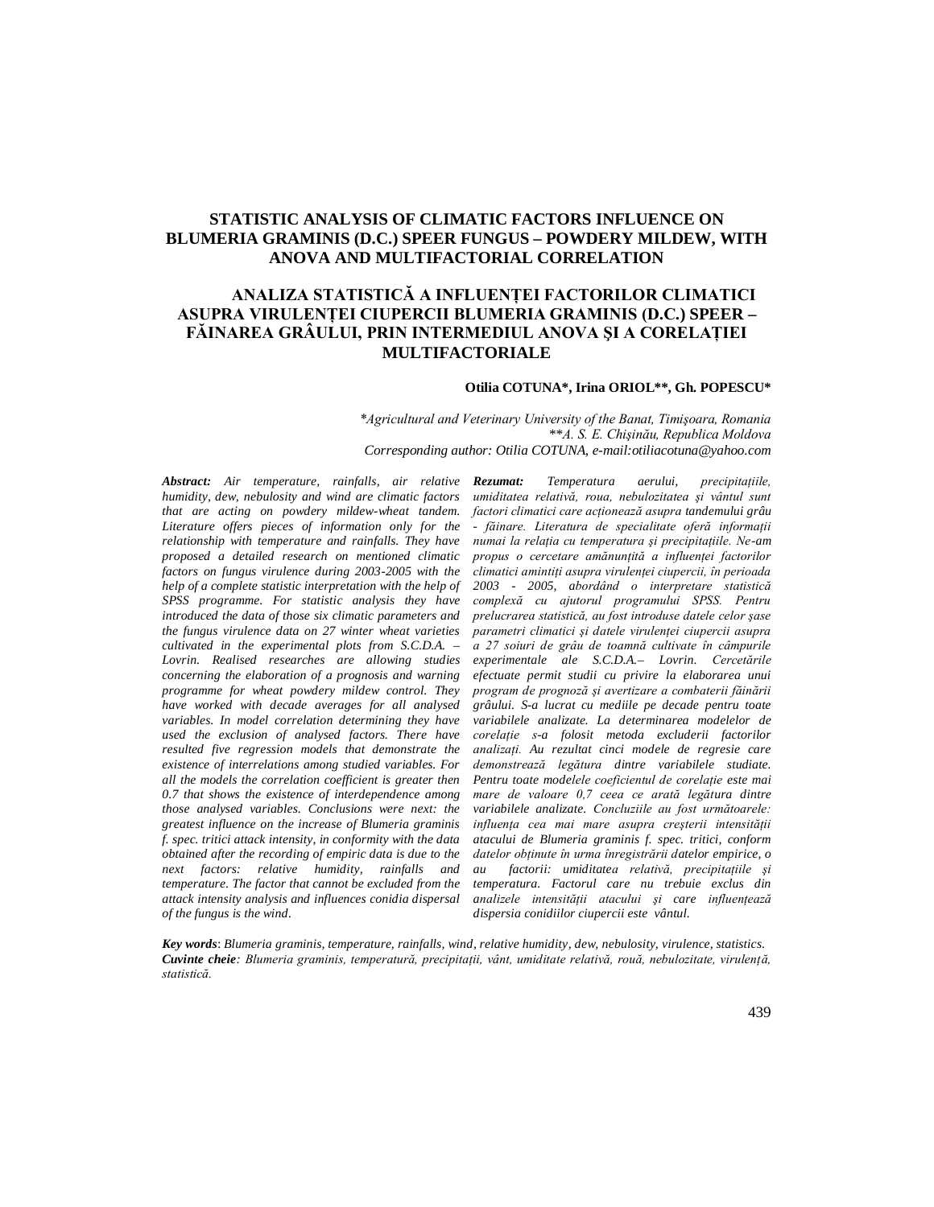# STATISTIC ANALYSIS OF CLIMATIC FACTORS INFLUENCE ON BLUMERIA GRAMINIS (D.C.) SPEER FUNGUS – POWDERY MILDEW, WITH ANOVA AND MULTIFACTORIAL CORRELATION

# ANALIZA STATISTICĂ A INFLUENȚEI FACTORILOR CLIMATICI ASUPRA VIRULENȚEI CIUPERCII BLUMERIA GRAMINIS (D.C.) SPEER – FĂINAREA GRÂULUI, PRIN INTERMEDIUL ANOVA ŞI A CORELAȚIEI MULTIFACTORIALE

**Otilia COTUNA\*, Irina ORIOL\*\*, Gh. POPESCU\***

*\*Agricultural and Veterinary University of the Banat, Timişoara, Romania*
*\*\*A. S. E. Chişinău, Republica Moldova*
*Corresponding author: Otilia COTUNA, e-mail:otiliacotuna@yahoo.com*

***Abstract:*** *Air temperature, rainfalls, air relative humidity, dew, nebulosity and wind are climatic factors that are acting on powdery mildew-wheat tandem. Literature offers pieces of information only for the relationship with temperature and rainfalls. They have proposed a detailed research on mentioned climatic factors on fungus virulence during 2003-2005 with the help of a complete statistic interpretation with the help of SPSS programme. For statistic analysis they have introduced the data of those six climatic parameters and the fungus virulence data on 27 winter wheat varieties cultivated in the experimental plots from S.C.D.A. – Lovrin. Realised researches are allowing studies concerning the elaboration of a prognosis and warning programme for wheat powdery mildew control. They have worked with decade averages for all analysed variables. In model correlation determining they have used the exclusion of analysed factors. There have resulted five regression models that demonstrate the existence of interrelations among studied variables. For all the models the correlation coefficient is greater then 0.7 that shows the existence of interdependence among those analysed variables. Conclusions were next: the greatest influence on the increase of Blumeria graminis f. spec. tritici attack intensity, in conformity with the data obtained after the recording of empiric data is due to the next factors: relative humidity, rainfalls and temperature. The factor that cannot be excluded from the attack intensity analysis and influences conidia dispersal of the fungus is the wind.*

***Rezumat:*** *Temperatura aerului, precipitațiile, umiditatea relativă, roua, nebulozitatea şi vântul sunt factori climatici care acționează asupra tandemului grâu - făinare. Literatura de specialitate oferă informații numai la relația cu temperatura şi precipitațiile. Ne-am propus o cercetare amănunțită a influenței factorilor climatici amintiți asupra virulenței ciupercii, în perioada 2003 - 2005, abordând o interpretare statistică complexă cu ajutorul programului SPSS. Pentru prelucrarea statistică, au fost introduse datele celor şase parametri climatici şi datele virulenței ciupercii asupra a 27 soiuri de grâu de toamnă cultivate în câmpurile experimentale ale S.C.D.A.– Lovrin. Cercetările efectuate permit studii cu privire la elaborarea unui program de prognoză şi avertizare a combaterii făinării grâului. S-a lucrat cu mediile pe decade pentru toate variabilele analizate. La determinarea modelelor de corelație s-a folosit metoda excluderii factorilor analizați. Au rezultat cinci modele de regresie care demonstrează legătura dintre variabilele studiate. Pentru toate modelele coeficientul de corelație este mai mare de valoare 0,7 ceea ce arată legătura dintre variabilele analizate. Concluziile au fost următoarele: influența cea mai mare asupra creşterii intensității atacului de Blumeria graminis f. spec. tritici, conform datelor obținute în urma înregistrării datelor empirice, o au factorii: umiditatea relativă, precipitațiile şi temperatura. Factorul care nu trebuie exclus din analizele intensității atacului şi care influențează dispersia conidiilor ciupercii este vântul.*

***Key words***: *Blumeria graminis, temperature, rainfalls, wind, relative humidity, dew, nebulosity, virulence, statistics.*
***Cuvinte cheie****: Blumeria graminis, temperatură, precipitații, vânt, umiditate relativă, rouă, nebulozitate, virulență, statistică.*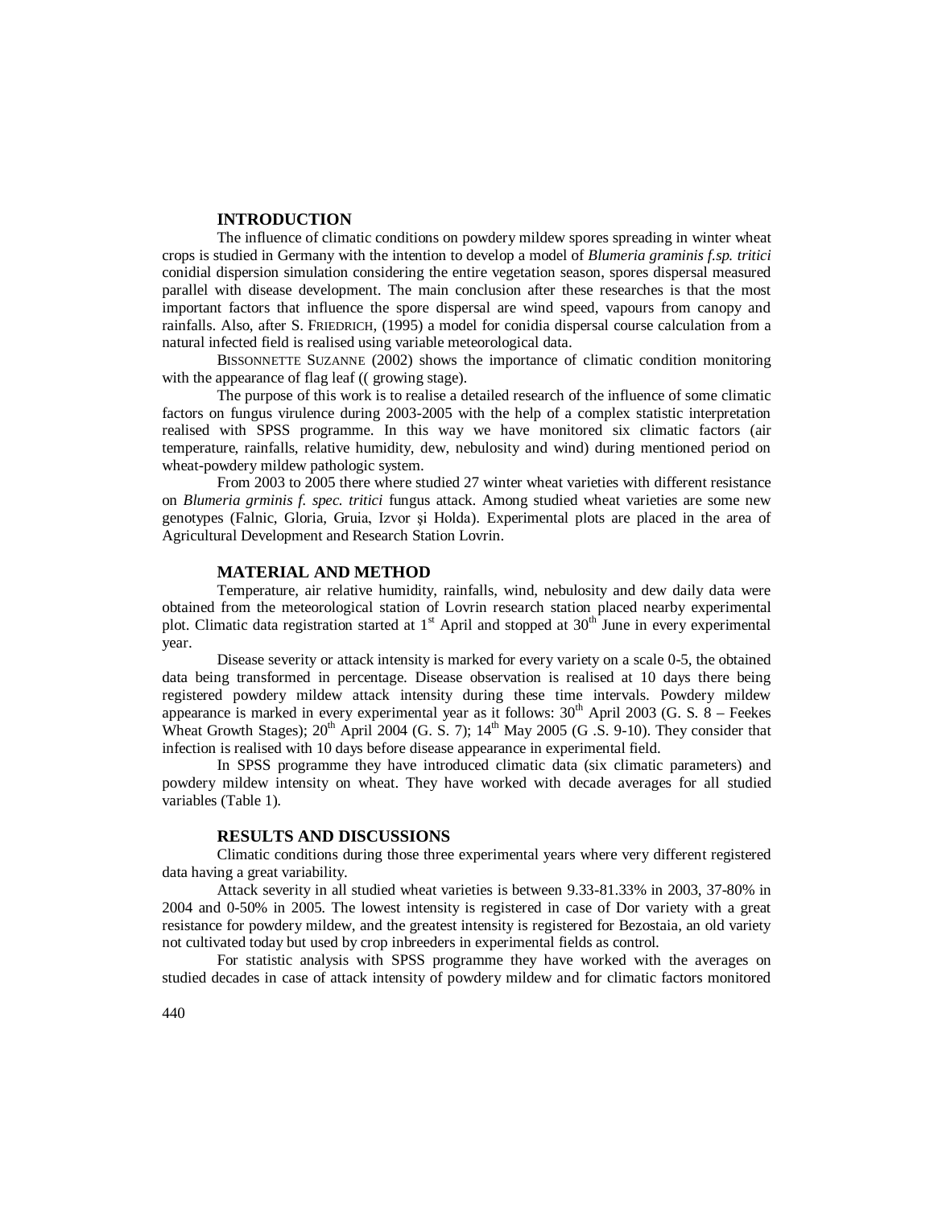## INTRODUCTION

The influence of climatic conditions on powdery mildew spores spreading in winter wheat crops is studied in Germany with the intention to develop a model of *Blumeria graminis f.sp. tritici* conidial dispersion simulation considering the entire vegetation season, spores dispersal measured parallel with disease development. The main conclusion after these researches is that the most important factors that influence the spore dispersal are wind speed, vapours from canopy and rainfalls. Also, after S. FRIEDRICH, (1995) a model for conidia dispersal course calculation from a natural infected field is realised using variable meteorological data.

BISSONNETTE SUZANNE (2002) shows the importance of climatic condition monitoring with the appearance of flag leaf (( growing stage).

The purpose of this work is to realise a detailed research of the influence of some climatic factors on fungus virulence during 2003-2005 with the help of a complex statistic interpretation realised with SPSS programme. In this way we have monitored six climatic factors (air temperature, rainfalls, relative humidity, dew, nebulosity and wind) during mentioned period on wheat-powdery mildew pathologic system.

From 2003 to 2005 there where studied 27 winter wheat varieties with different resistance on *Blumeria grminis f. spec. tritici* fungus attack. Among studied wheat varieties are some new genotypes (Falnic, Gloria, Gruia, Izvor şi Holda). Experimental plots are placed in the area of Agricultural Development and Research Station Lovrin.

## MATERIAL AND METHOD

Temperature, air relative humidity, rainfalls, wind, nebulosity and dew daily data were obtained from the meteorological station of Lovrin research station placed nearby experimental plot. Climatic data registration started at 1st April and stopped at 30th June in every experimental year.

Disease severity or attack intensity is marked for every variety on a scale 0-5, the obtained data being transformed in percentage. Disease observation is realised at 10 days there being registered powdery mildew attack intensity during these time intervals. Powdery mildew appearance is marked in every experimental year as it follows: 30th April 2003 (G. S. 8 – Feekes Wheat Growth Stages); 20th April 2004 (G. S. 7); 14th May 2005 (G .S. 9-10). They consider that infection is realised with 10 days before disease appearance in experimental field.

In SPSS programme they have introduced climatic data (six climatic parameters) and powdery mildew intensity on wheat. They have worked with decade averages for all studied variables (Table 1).

## RESULTS AND DISCUSSIONS

Climatic conditions during those three experimental years where very different registered data having a great variability.

Attack severity in all studied wheat varieties is between 9.33-81.33% in 2003, 37-80% in 2004 and 0-50% in 2005. The lowest intensity is registered in case of Dor variety with a great resistance for powdery mildew, and the greatest intensity is registered for Bezostaia, an old variety not cultivated today but used by crop inbreeders in experimental fields as control.

For statistic analysis with SPSS programme they have worked with the averages on studied decades in case of attack intensity of powdery mildew and for climatic factors monitored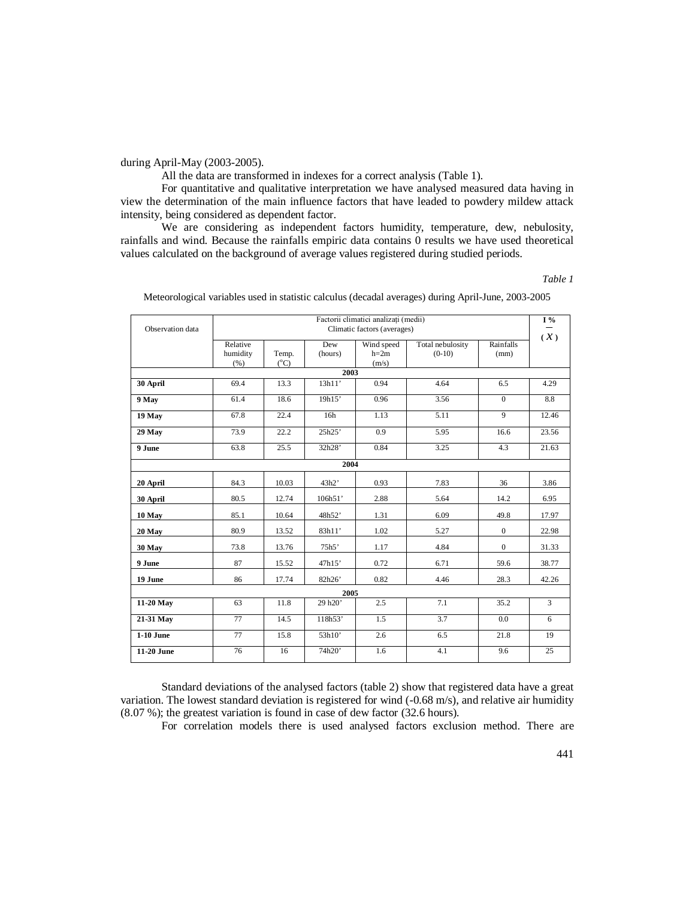during April-May (2003-2005).

All the data are transformed in indexes for a correct analysis (Table 1).

For quantitative and qualitative interpretation we have analysed measured data having in view the determination of the main influence factors that have leaded to powdery mildew attack intensity, being considered as dependent factor.

We are considering as independent factors humidity, temperature, dew, nebulosity, rainfalls and wind. Because the rainfalls empiric data contains 0 results we have used theoretical values calculated on the background of average values registered during studied periods.

*Table 1*

Meteorological variables used in statistic calculus (decadal averages) during April-June, 2003-2005

| Observation data | Factorii climatici analizați (medii) Climatic factors (averages) | | | | | | I % ($\bar{X}$) |
|---|---|---|---|---|---|---|---|
| | Relative humidity (%) | Temp. (°C) | Dew (hours) | Wind speed h=2m (m/s) | Total nebulosity (0-10) | Rainfalls (mm) | |
| **2003** | | | | | | | |
| **30 April** | 69.4 | 13.3 | 13h11' | 0.94 | 4.64 | 6.5 | 4.29 |
| **9 May** | 61.4 | 18.6 | 19h15' | 0.96 | 3.56 | 0 | 8.8 |
| **19 May** | 67.8 | 22.4 | 16h | 1.13 | 5.11 | 9 | 12.46 |
| **29 May** | 73.9 | 22.2 | 25h25' | 0.9 | 5.95 | 16.6 | 23.56 |
| **9 June** | 63.8 | 25.5 | 32h28' | 0.84 | 3.25 | 4.3 | 21.63 |
| **2004** | | | | | | | |
| **20 April** | 84.3 | 10.03 | 43h2' | 0.93 | 7.83 | 36 | 3.86 |
| **30 April** | 80.5 | 12.74 | 106h51' | 2.88 | 5.64 | 14.2 | 6.95 |
| **10 May** | 85.1 | 10.64 | 48h52' | 1.31 | 6.09 | 49.8 | 17.97 |
| **20 May** | 80.9 | 13.52 | 83h11' | 1.02 | 5.27 | 0 | 22.98 |
| **30 May** | 73.8 | 13.76 | 75h5' | 1.17 | 4.84 | 0 | 31.33 |
| **9 June** | 87 | 15.52 | 47h15' | 0.72 | 6.71 | 59.6 | 38.77 |
| **19 June** | 86 | 17.74 | 82h26' | 0.82 | 4.46 | 28.3 | 42.26 |
| **2005** | | | | | | | |
| **11-20 May** | 63 | 11.8 | 29 h20' | 2.5 | 7.1 | 35.2 | 3 |
| **21-31 May** | 77 | 14.5 | 118h53' | 1.5 | 3.7 | 0.0 | 6 |
| **1-10 June** | 77 | 15.8 | 53h10' | 2.6 | 6.5 | 21.8 | 19 |
| **11-20 June** | 76 | 16 | 74h20' | 1.6 | 4.1 | 9.6 | 25 |

Standard deviations of the analysed factors (table 2) show that registered data have a great variation. The lowest standard deviation is registered for wind (-0.68 m/s), and relative air humidity (8.07 %); the greatest variation is found in case of dew factor (32.6 hours).

For correlation models there is used analysed factors exclusion method. There are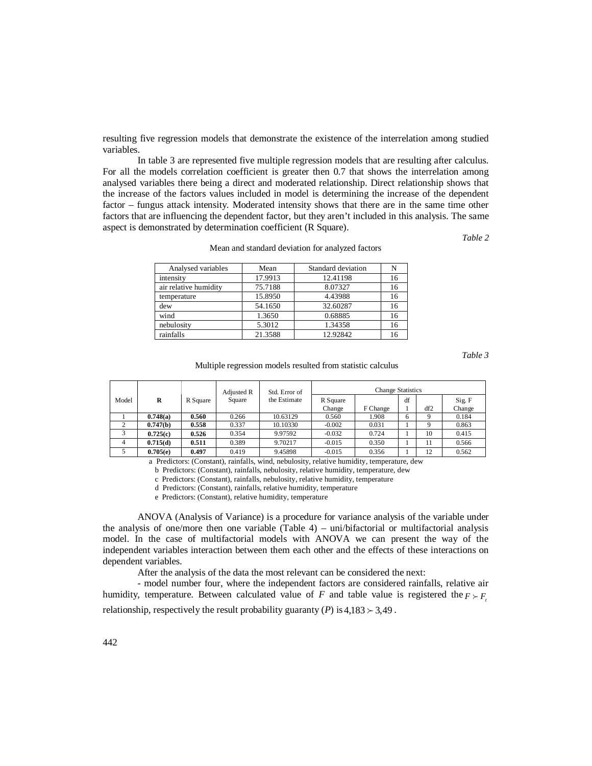resulting five regression models that demonstrate the existence of the interrelation among studied variables.

In table 3 are represented five multiple regression models that are resulting after calculus. For all the models correlation coefficient is greater then 0.7 that shows the interrelation among analysed variables there being a direct and moderated relationship. Direct relationship shows that the increase of the factors values included in model is determining the increase of the dependent factor – fungus attack intensity. Moderated intensity shows that there are in the same time other factors that are influencing the dependent factor, but they aren't included in this analysis. The same aspect is demonstrated by determination coefficient (R Square).

*Table 2*

Mean and standard deviation for analyzed factors

| Analysed variables | Mean | Standard deviation | N |
|---|---|---|---|
| intensity | 17.9913 | 12.41198 | 16 |
| air relative humidity | 75.7188 | 8.07327 | 16 |
| temperature | 15.8950 | 4.43988 | 16 |
| dew | 54.1650 | 32.60287 | 16 |
| wind | 1.3650 | 0.68885 | 16 |
| nebulosity | 5.3012 | 1.34358 | 16 |
| rainfalls | 21.3588 | 12.92842 | 16 |

*Table 3*

Multiple regression models resulted from statistic calculus

| Model | **R** | R Square | Adjusted R Square | Std. Error of the Estimate | Change Statistics | | | | |
|---|---|---|---|---|---|---|---|---|---|
| | | | | | R Square Change | F Change | df 1 | df2 | Sig. F Change |
| 1 | **0.748(a)** | **0.560** | 0.266 | 10.63129 | 0.560 | 1.908 | 6 | 9 | 0.184 |
| 2 | **0.747(b)** | **0.558** | 0.337 | 10.10330 | -0.002 | 0.031 | 1 | 9 | 0.863 |
| 3 | **0.725(c)** | **0.526** | 0.354 | 9.97592 | -0.032 | 0.724 | 1 | 10 | 0.415 |
| 4 | **0.715(d)** | **0.511** | 0.389 | 9.70217 | -0.015 | 0.350 | 1 | 11 | 0.566 |
| 5 | **0.705(e)** | **0.497** | 0.419 | 9.45898 | -0.015 | 0.356 | 1 | 12 | 0.562 |

a Predictors: (Constant), rainfalls, wind, nebulosity, relative humidity, temperature, dew

b Predictors: (Constant), rainfalls, nebulosity, relative humidity, temperature, dew

c Predictors: (Constant), rainfalls, nebulosity, relative humidity, temperature

d Predictors: (Constant), rainfalls, relative humidity, temperature

e Predictors: (Constant), relative humidity, temperature

ANOVA (Analysis of Variance) is a procedure for variance analysis of the variable under the analysis of one/more then one variable (Table 4) – uni/bifactorial or multifactorial analysis model. In the case of multifactorial models with ANOVA we can present the way of the independent variables interaction between them each other and the effects of these interactions on dependent variables.

After the analysis of the data the most relevant can be considered the next:

- model number four, where the independent factors are considered rainfalls, relative air humidity, temperature. Between calculated value of $F$ and table value is registered the $F \succ F_t$ relationship, respectively the result probability guaranty ($P$) is $4{,}183 \succ 3{,}49$.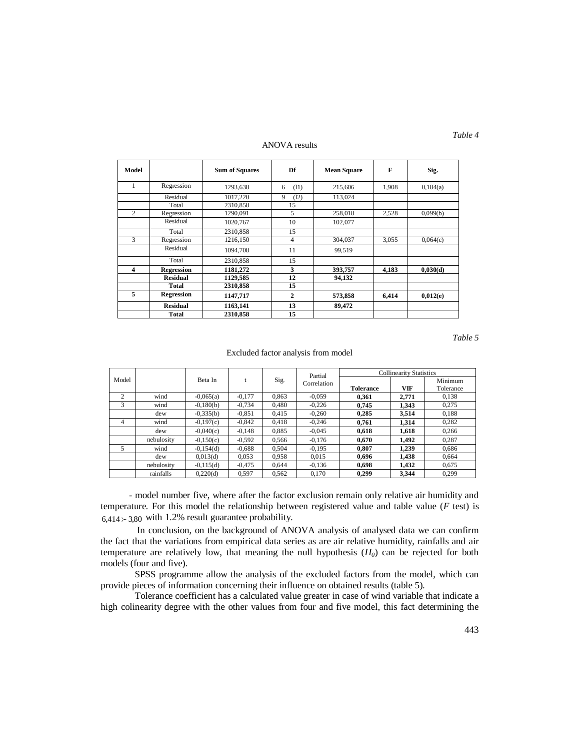*Table 4*

ANOVA results

| Model | | Sum of Squares | Df | Mean Square | F | Sig. |
|---|---|---|---|---|---|---|
| 1 | Regression | 1293,638 | 6 (l1) | 215,606 | 1,908 | 0,184(a) |
| | Residual | 1017,220 | 9 (l2) | 113,024 | | |
| | Total | 2310,858 | 15 | | | |
| 2 | Regression | 1290,091 | 5 | 258,018 | 2,528 | 0,099(b) |
| | Residual | 1020,767 | 10 | 102,077 | | |
| | Total | 2310,858 | 15 | | | |
| 3 | Regression | 1216,150 | 4 | 304,037 | 3,055 | 0,064(c) |
| | Residual | 1094,708 | 11 | 99,519 | | |
| | Total | 2310,858 | 15 | | | |
| **4** | **Regression** | **1181,272** | **3** | **393,757** | **4,183** | **0,030(d)** |
| | **Residual** | **1129,585** | **12** | **94,132** | | |
| | **Total** | **2310,858** | **15** | | | |
| **5** | **Regression** | **1147,717** | **2** | **573,858** | **6,414** | **0,012(e)** |
| | **Residual** | **1163,141** | **13** | **89,472** | | |
| | **Total** | **2310,858** | **15** | | | |

*Table 5*

Excluded factor analysis from model

| Model | | Beta In | t | Sig. | Partial Correlation | Collinearity Statistics | | |
|---|---|---|---|---|---|---|---|---|
| | | | | | | **Tolerance** | **VIF** | Minimum Tolerance |
| 2 | wind | -0,065(a) | -0,177 | 0,863 | -0,059 | **0,361** | **2,771** | 0,138 |
| 3 | wind | -0,180(b) | -0,734 | 0,480 | -0,226 | **0,745** | **1,343** | 0,275 |
| | dew | -0,335(b) | -0,851 | 0,415 | -0,260 | **0,285** | **3,514** | 0,188 |
| 4 | wind | -0,197(c) | -0,842 | 0,418 | -0,246 | **0,761** | **1,314** | 0,282 |
| | dew | -0,040(c) | -0,148 | 0,885 | -0,045 | **0,618** | **1,618** | 0,266 |
| | nebulosity | -0,150(c) | -0,592 | 0,566 | -0,176 | **0,670** | **1,492** | 0,287 |
| 5 | wind | -0,154(d) | -0,688 | 0,504 | -0,195 | **0,807** | **1,239** | 0,686 |
| | dew | 0,013(d) | 0,053 | 0,958 | 0,015 | **0,696** | **1,438** | 0,664 |
| | nebulosity | -0,115(d) | -0,475 | 0,644 | -0,136 | **0,698** | **1,432** | 0,675 |
| | rainfalls | 0,220(d) | 0,597 | 0,562 | 0,170 | **0,299** | **3,344** | 0,299 |

- model number five, where after the factor exclusion remain only relative air humidity and temperature. For this model the relationship between registered value and table value (*F* test) is $6{,}414 \succ 3{,}80$ with 1.2% result guarantee probability.

In conclusion, on the background of ANOVA analysis of analysed data we can confirm the fact that the variations from empirical data series as are air relative humidity, rainfalls and air temperature are relatively low, that meaning the null hypothesis ($H_0$) can be rejected for both models (four and five).

SPSS programme allow the analysis of the excluded factors from the model, which can provide pieces of information concerning their influence on obtained results (table 5).

Tolerance coefficient has a calculated value greater in case of wind variable that indicate a high colinearity degree with the other values from four and five model, this fact determining the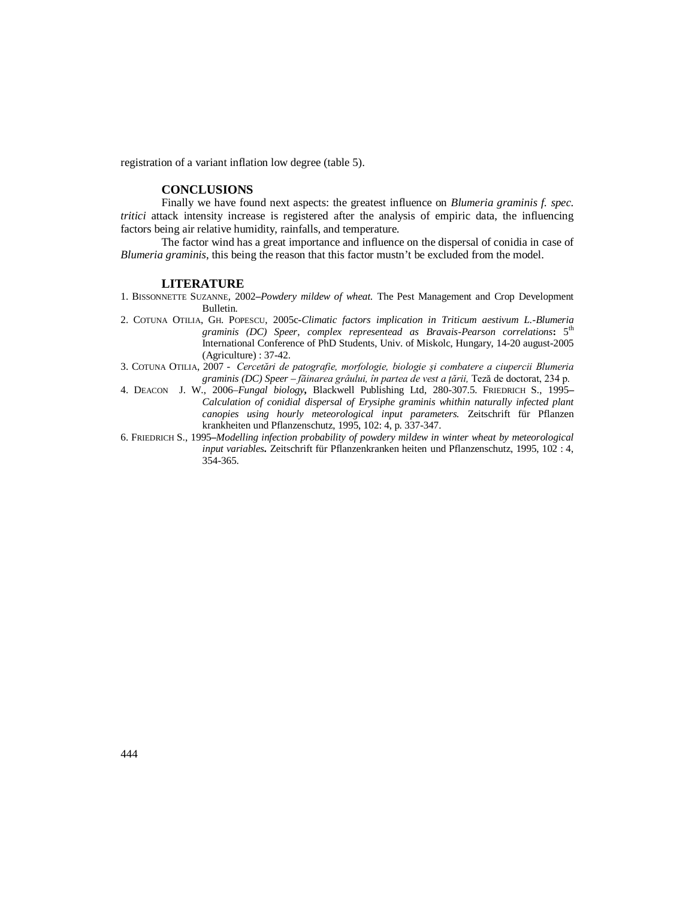registration of a variant inflation low degree (table 5).

## CONCLUSIONS

Finally we have found next aspects: the greatest influence on *Blumeria graminis f. spec. tritici* attack intensity increase is registered after the analysis of empiric data, the influencing factors being air relative humidity, rainfalls, and temperature.

The factor wind has a great importance and influence on the dispersal of conidia in case of *Blumeria graminis*, this being the reason that this factor mustn't be excluded from the model.

## LITERATURE

1. BISSONNETTE SUZANNE, 2002–*Powdery mildew of wheat.* The Pest Management and Crop Development Bulletin.
2. COTUNA OTILIA, GH. POPESCU, 2005c-*Climatic factors implication in Triticum aestivum L.-Blumeria graminis (DC) Speer, complex representead as Bravais-Pearson correlations***:** 5th International Conference of PhD Students, Univ. of Miskolc, Hungary, 14-20 august-2005 (Agriculture) : 37-42.
3. COTUNA OTILIA, 2007 - *Cercetări de patografie, morfologie, biologie şi combatere a ciupercii Blumeria graminis (DC) Speer – făinarea grâului, în partea de vest a țării,* Teză de doctorat, 234 p.
4. DEACON J. W., 2006–*Fungal biology***,** Blackwell Publishing Ltd, 280-307.5. FRIEDRICH S., 1995–*Calculation of conidial dispersal of Erysiphe graminis whithin naturally infected plant canopies using hourly meteorological input parameters.* Zeitschrift für Pflanzen krankheiten und Pflanzenschutz, 1995, 102: 4, p. 337-347.
6. FRIEDRICH S., 1995–*Modelling infection probability of powdery mildew in winter wheat by meteorological input variables***.** Zeitschrift für Pflanzenkranken heiten und Pflanzenschutz, 1995, 102 : 4, 354-365.